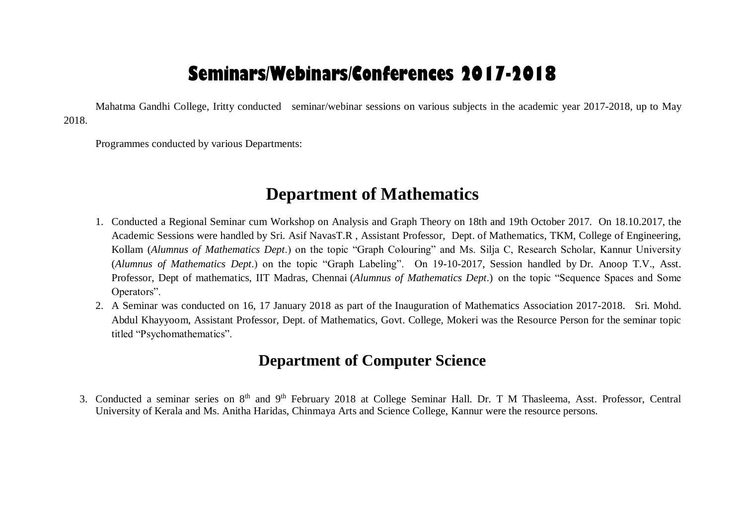# Seminars/Webinars/Conferences 2017-2018

Mahatma Gandhi College, Iritty conducted seminar/webinar sessions on various subjects in the academic year 2017-2018, up to May 2018.

Programmes conducted by various Departments:

## Department of Mathematics

1. Conducted a Regional Seminar cum Workshop on Analysis and Graph Theory on 18th and 19th October 2017. On 18.10.2017, the Academic Sessions were handled by Sri. Asif NavasT.R , Assistant Professor, Dept. of Mathematics, TKM, College of Engineering, Kollam (*Alumnus of Mathematics Dept*.) on the topic "Graph Colouring" and Ms. Silja C, Research Scholar, Kannur University (*Alumnus of Mathematics Dept*.) on the topic "Graph Labeling". On 19-10-2017, Session handled by Dr. Anoop T.V., Asst. Professor, Dept of mathematics, IIT Madras, Chennai (*Alumnus of Mathematics Dept*.) on the topic "Sequence Spaces and Some Operators".
2. A Seminar was conducted on 16, 17 January 2018 as part of the Inauguration of Mathematics Association 2017-2018. Sri. Mohd. Abdul Khayyoom, Assistant Professor, Dept. of Mathematics, Govt. College, Mokeri was the Resource Person for the seminar topic titled "Psychomathematics".

## Department of Computer Science

3. Conducted a seminar series on 8th and 9th February 2018 at College Seminar Hall. Dr. T M Thasleema, Asst. Professor, Central University of Kerala and Ms. Anitha Haridas, Chinmaya Arts and Science College, Kannur were the resource persons.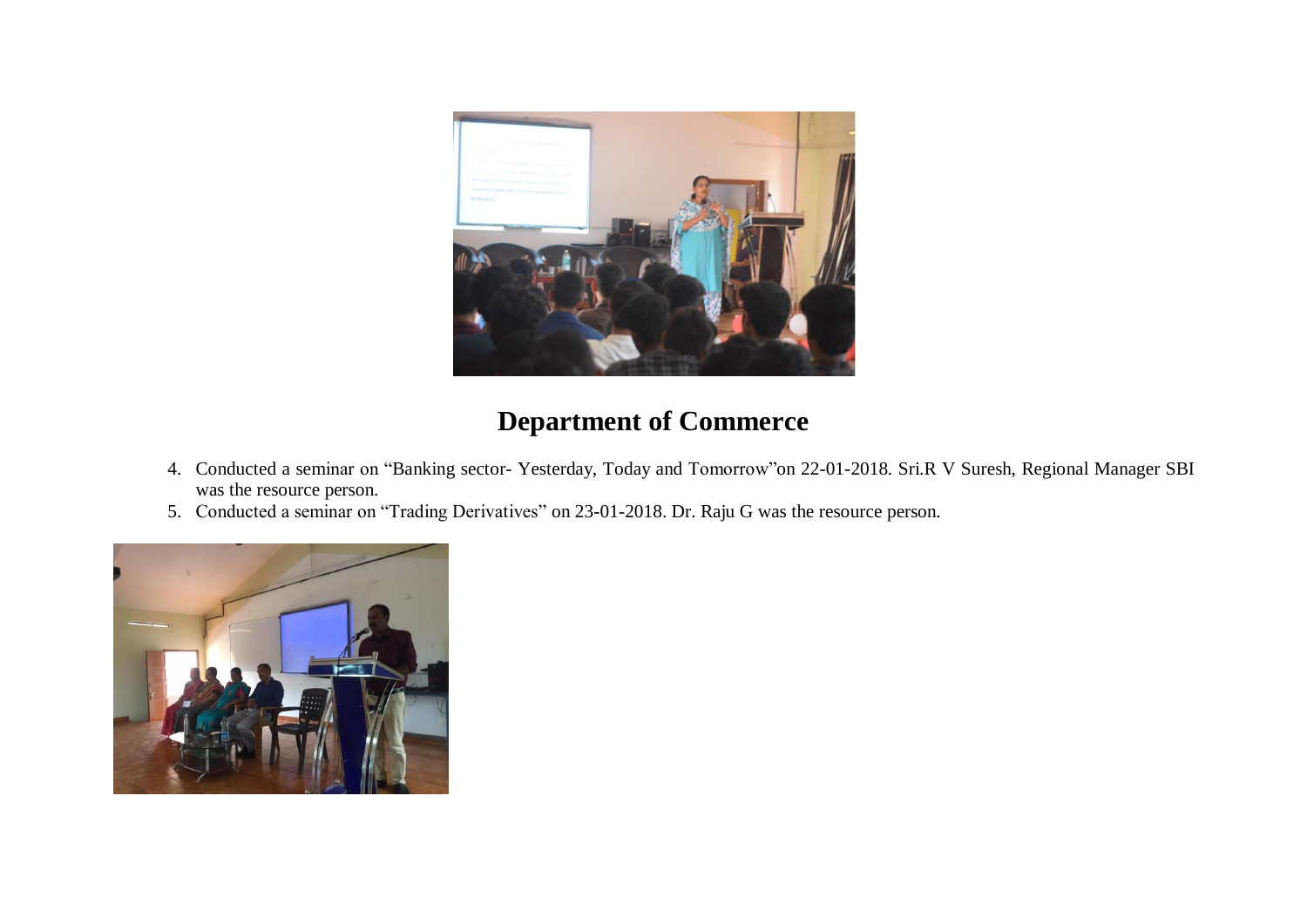## Department of Commerce

4. Conducted a seminar on “Banking sector- Yesterday, Today and Tomorrow”on 22-01-2018. Sri.R V Suresh, Regional Manager SBI was the resource person.
5. Conducted a seminar on “Trading Derivatives” on 23-01-2018. Dr. Raju G was the resource person.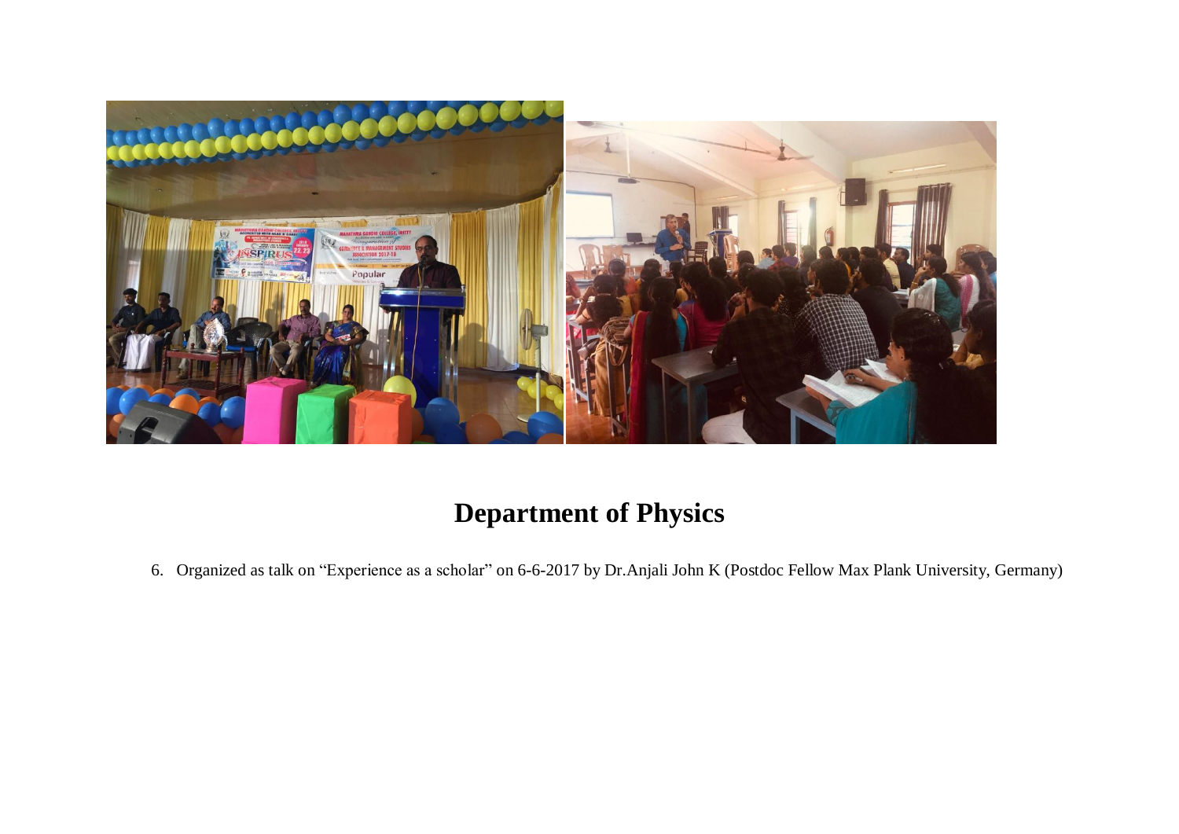# Department of Physics

6. Organized as talk on “Experience as a scholar” on 6-6-2017 by Dr.Anjali John K (Postdoc Fellow Max Plank University, Germany)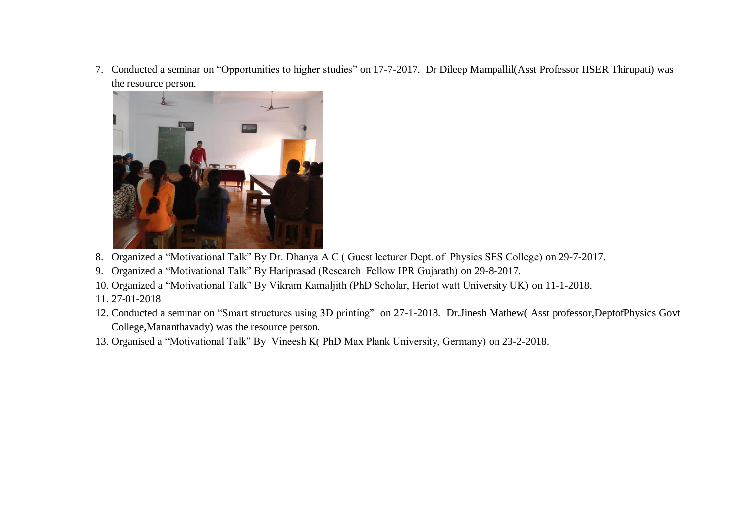7. Conducted a seminar on "Opportunities to higher studies" on 17-7-2017. Dr Dileep Mampallil(Asst Professor IISER Thirupati) was the resource person.
8. Organized a "Motivational Talk" By Dr. Dhanya A C ( Guest lecturer Dept. of Physics SES College) on 29-7-2017.
9. Organized a "Motivational Talk" By Hariprasad (Research Fellow IPR Gujarath) on 29-8-2017.
10. Organized a "Motivational Talk" By Vikram Kamaljith (PhD Scholar, Heriot watt University UK) on 11-1-2018.
11. 27-01-2018
12. Conducted a seminar on "Smart structures using 3D printing" on 27-1-2018. Dr.Jinesh Mathew( Asst professor,DeptofPhysics Govt College,Mananthavady) was the resource person.
13. Organised a "Motivational Talk" By Vineesh K( PhD Max Plank University, Germany) on 23-2-2018.